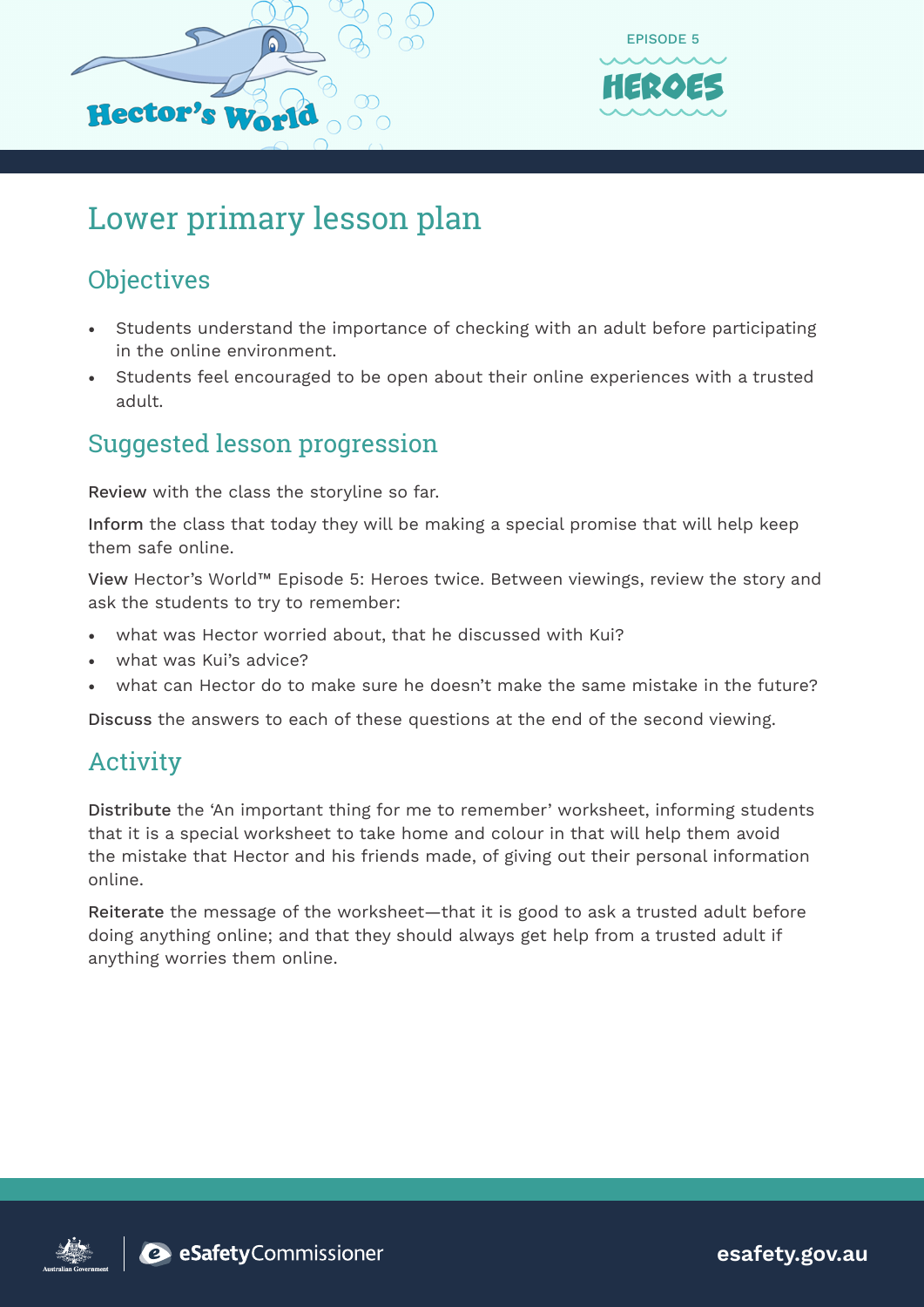EPISODE 5

HEROES

# Lower primary lesson plan

## Objectives

- Students understand the importance of checking with an adult before participating in the online environment.
- Students feel encouraged to be open about their online experiences with a trusted adult.

## Suggested lesson progression

**Review** with the class the storyline so far.

**Inform** the class that today they will be making a special promise that will help keep them safe online.

**View** Hector's World™ Episode 5: Heroes twice. Between viewings, review the story and ask the students to try to remember:

- what was Hector worried about, that he discussed with Kui?
- what was Kui's advice?
- what can Hector do to make sure he doesn't make the same mistake in the future?

**Discuss** the answers to each of these questions at the end of the second viewing.

## Activity

**Distribute** the 'An important thing for me to remember' worksheet, informing students that it is a special worksheet to take home and colour in that will help them avoid the mistake that Hector and his friends made, of giving out their personal information online.

**Reiterate** the message of the worksheet—that it is good to ask a trusted adult before doing anything online; and that they should always get help from a trusted adult if anything worries them online.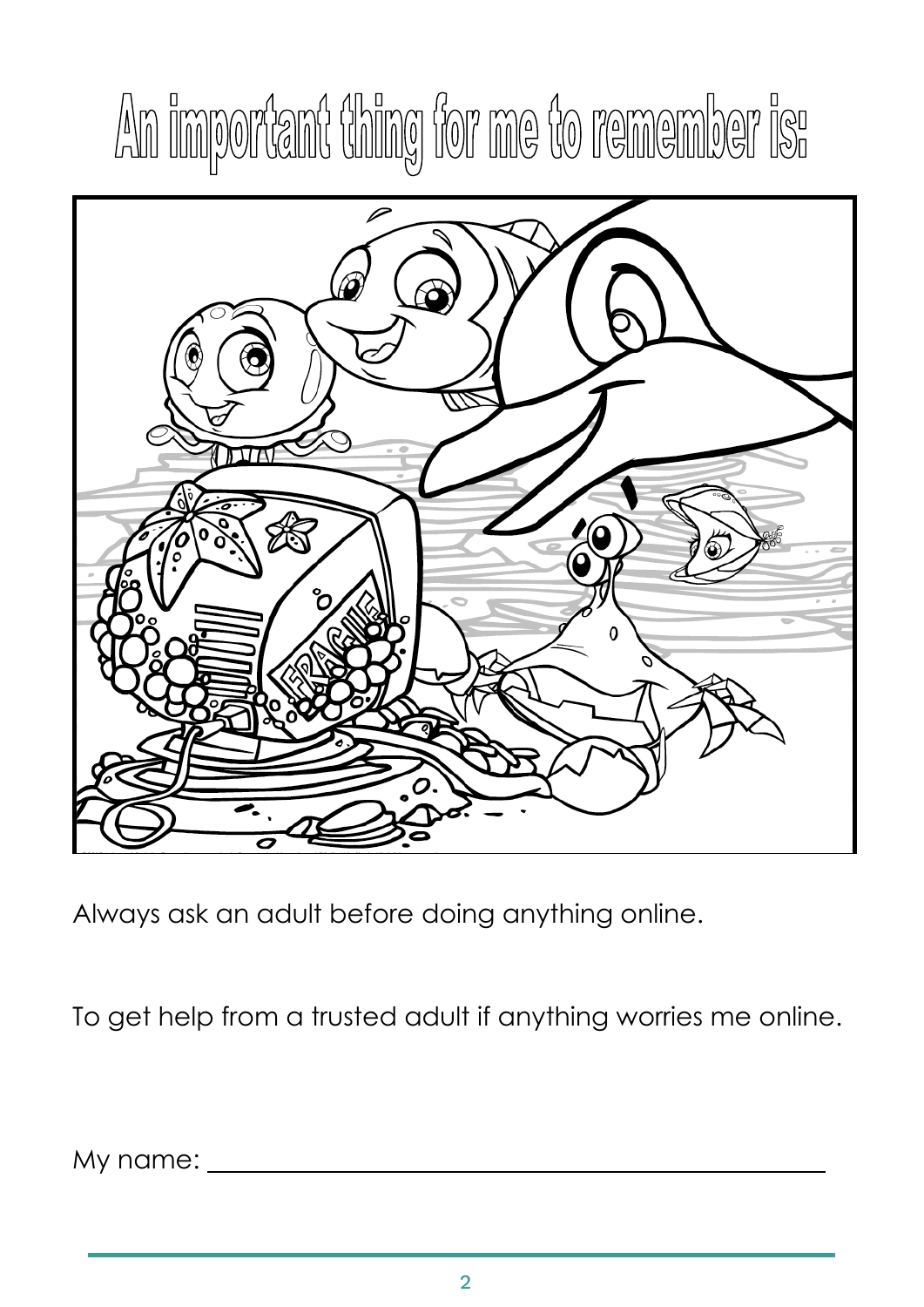# An important thing for me to remember is:

Always ask an adult before doing anything online.

To get help from a trusted adult if anything worries me online.

My name: ___________________________________________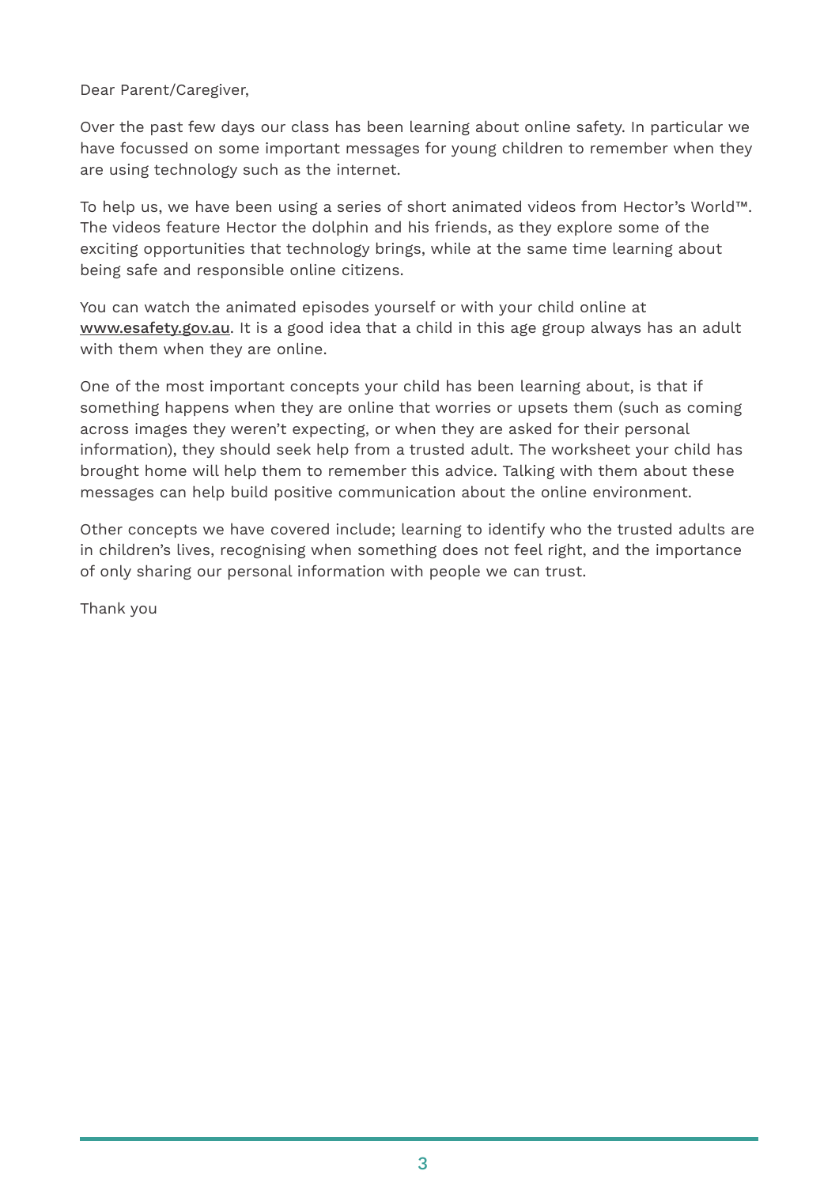Dear Parent/Caregiver,

Over the past few days our class has been learning about online safety. In particular we have focussed on some important messages for young children to remember when they are using technology such as the internet.

To help us, we have been using a series of short animated videos from Hector's World™. The videos feature Hector the dolphin and his friends, as they explore some of the exciting opportunities that technology brings, while at the same time learning about being safe and responsible online citizens.

You can watch the animated episodes yourself or with your child online at [www.esafety.gov.au](http://www.esafety.gov.au). It is a good idea that a child in this age group always has an adult with them when they are online.

One of the most important concepts your child has been learning about, is that if something happens when they are online that worries or upsets them (such as coming across images they weren't expecting, or when they are asked for their personal information), they should seek help from a trusted adult. The worksheet your child has brought home will help them to remember this advice. Talking with them about these messages can help build positive communication about the online environment.

Other concepts we have covered include; learning to identify who the trusted adults are in children's lives, recognising when something does not feel right, and the importance of only sharing our personal information with people we can trust.

Thank you